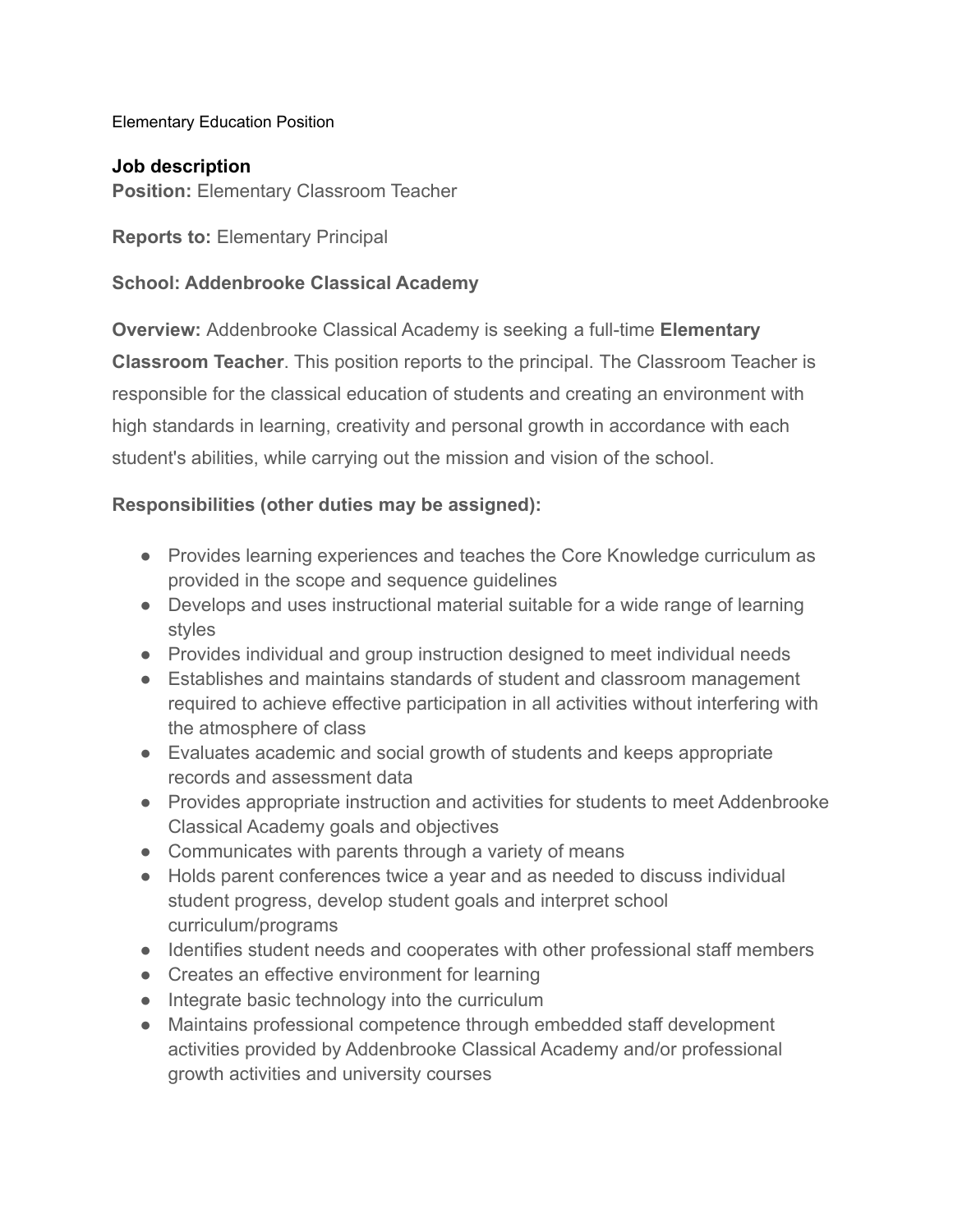Elementary Education Position

## Job description

**Position:** Elementary Classroom Teacher

**Reports to:** Elementary Principal

**School: Addenbrooke Classical Academy**

**Overview:** Addenbrooke Classical Academy is seeking a full-time **Elementary Classroom Teacher**. This position reports to the principal. The Classroom Teacher is responsible for the classical education of students and creating an environment with high standards in learning, creativity and personal growth in accordance with each student's abilities, while carrying out the mission and vision of the school.

**Responsibilities (other duties may be assigned):**

- Provides learning experiences and teaches the Core Knowledge curriculum as provided in the scope and sequence guidelines
- Develops and uses instructional material suitable for a wide range of learning styles
- Provides individual and group instruction designed to meet individual needs
- Establishes and maintains standards of student and classroom management required to achieve effective participation in all activities without interfering with the atmosphere of class
- Evaluates academic and social growth of students and keeps appropriate records and assessment data
- Provides appropriate instruction and activities for students to meet Addenbrooke Classical Academy goals and objectives
- Communicates with parents through a variety of means
- Holds parent conferences twice a year and as needed to discuss individual student progress, develop student goals and interpret school curriculum/programs
- Identifies student needs and cooperates with other professional staff members
- Creates an effective environment for learning
- Integrate basic technology into the curriculum
- Maintains professional competence through embedded staff development activities provided by Addenbrooke Classical Academy and/or professional growth activities and university courses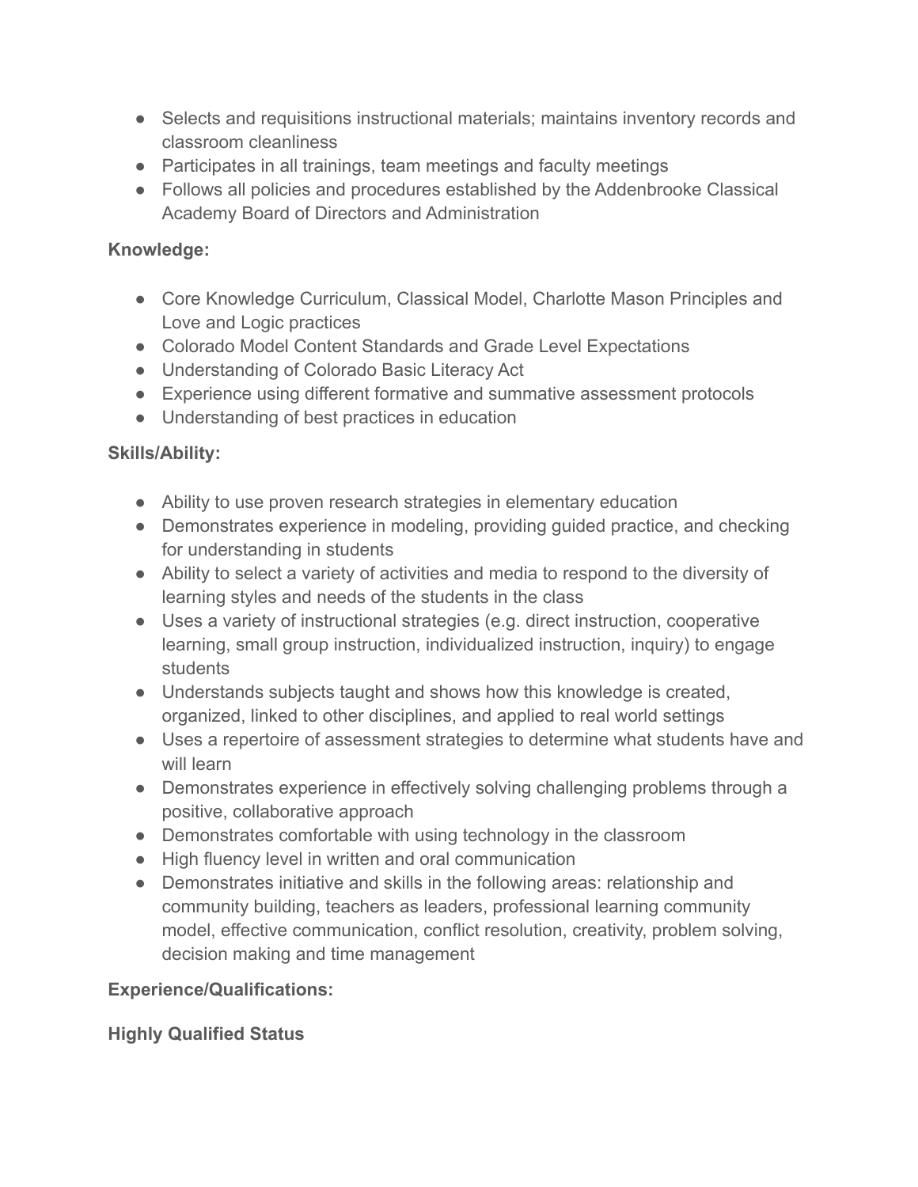- Selects and requisitions instructional materials; maintains inventory records and classroom cleanliness
- Participates in all trainings, team meetings and faculty meetings
- Follows all policies and procedures established by the Addenbrooke Classical Academy Board of Directors and Administration

**Knowledge:**

- Core Knowledge Curriculum, Classical Model, Charlotte Mason Principles and Love and Logic practices
- Colorado Model Content Standards and Grade Level Expectations
- Understanding of Colorado Basic Literacy Act
- Experience using different formative and summative assessment protocols
- Understanding of best practices in education

**Skills/Ability:**

- Ability to use proven research strategies in elementary education
- Demonstrates experience in modeling, providing guided practice, and checking for understanding in students
- Ability to select a variety of activities and media to respond to the diversity of learning styles and needs of the students in the class
- Uses a variety of instructional strategies (e.g. direct instruction, cooperative learning, small group instruction, individualized instruction, inquiry) to engage students
- Understands subjects taught and shows how this knowledge is created, organized, linked to other disciplines, and applied to real world settings
- Uses a repertoire of assessment strategies to determine what students have and will learn
- Demonstrates experience in effectively solving challenging problems through a positive, collaborative approach
- Demonstrates comfortable with using technology in the classroom
- High fluency level in written and oral communication
- Demonstrates initiative and skills in the following areas: relationship and community building, teachers as leaders, professional learning community model, effective communication, conflict resolution, creativity, problem solving, decision making and time management

**Experience/Qualifications:**

**Highly Qualified Status**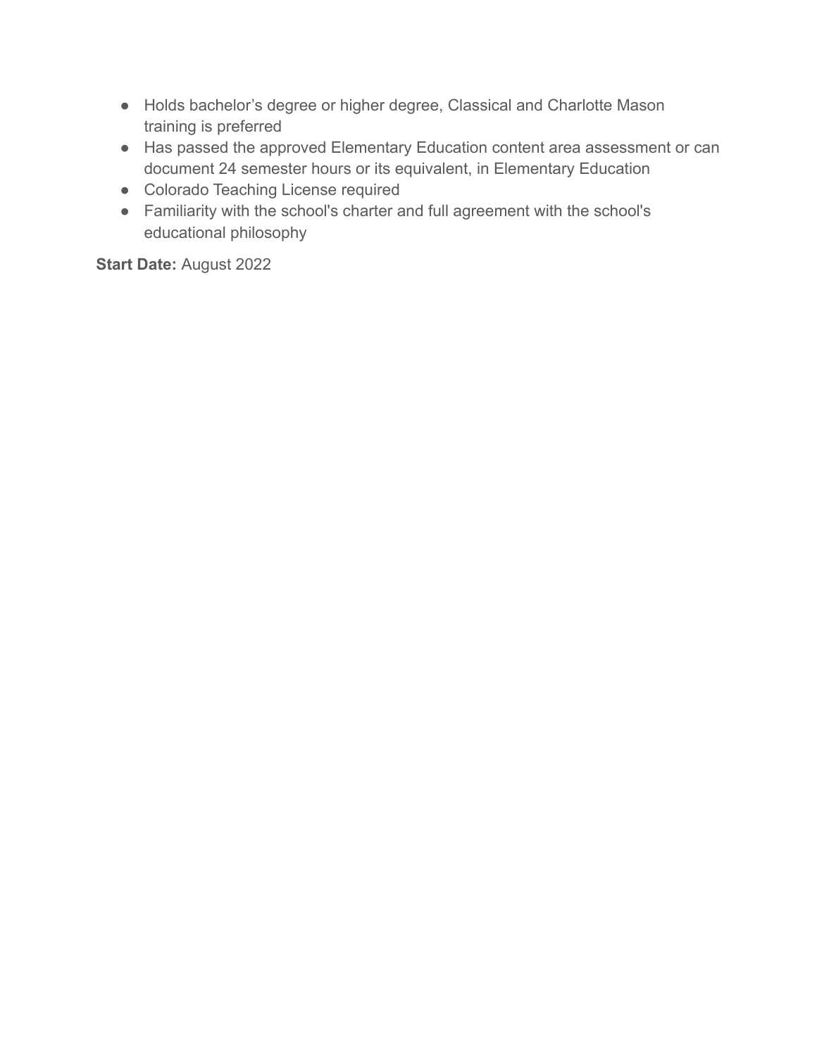- Holds bachelor's degree or higher degree, Classical and Charlotte Mason training is preferred
- Has passed the approved Elementary Education content area assessment or can document 24 semester hours or its equivalent, in Elementary Education
- Colorado Teaching License required
- Familiarity with the school's charter and full agreement with the school's educational philosophy

**Start Date:** August 2022